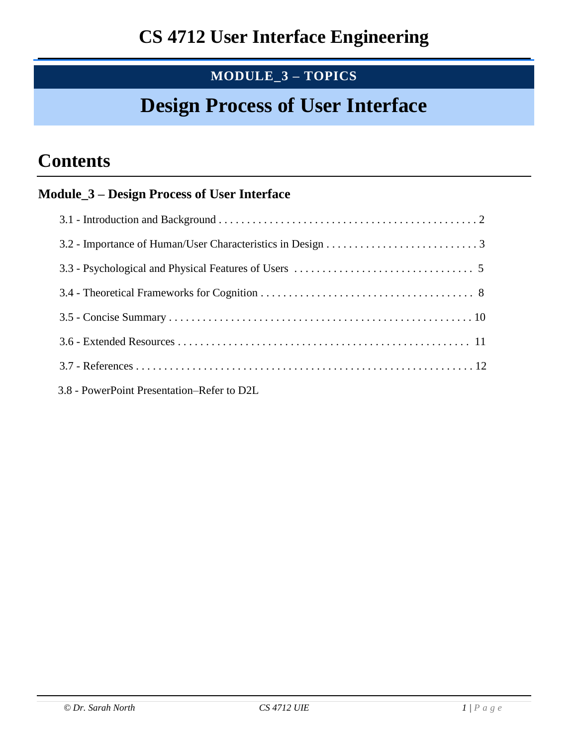# CS 4712 User Interface Engineering

**MODULE_3 – TOPICS**

# Design Process of User Interface

## Contents

### Module_3 – Design Process of User Interface

3.1 - Introduction and Background . . . . . . . . . . . . . . . . . . . . . . . . . . . . . . . . . . . . . . . . . . . . . . 2

3.2 - Importance of Human/User Characteristics in Design . . . . . . . . . . . . . . . . . . . . . . . . . . . 3

3.3 - Psychological and Physical Features of Users . . . . . . . . . . . . . . . . . . . . . . . . . . . . . . . . 5

3.4 - Theoretical Frameworks for Cognition . . . . . . . . . . . . . . . . . . . . . . . . . . . . . . . . . . . . . . 8

3.5 - Concise Summary . . . . . . . . . . . . . . . . . . . . . . . . . . . . . . . . . . . . . . . . . . . . . . . . . . . . . . 10

3.6 - Extended Resources . . . . . . . . . . . . . . . . . . . . . . . . . . . . . . . . . . . . . . . . . . . . . . . . . . . . 11

3.7 - References . . . . . . . . . . . . . . . . . . . . . . . . . . . . . . . . . . . . . . . . . . . . . . . . . . . . . . . . . . . . 12

3.8 - PowerPoint Presentation–Refer to D2L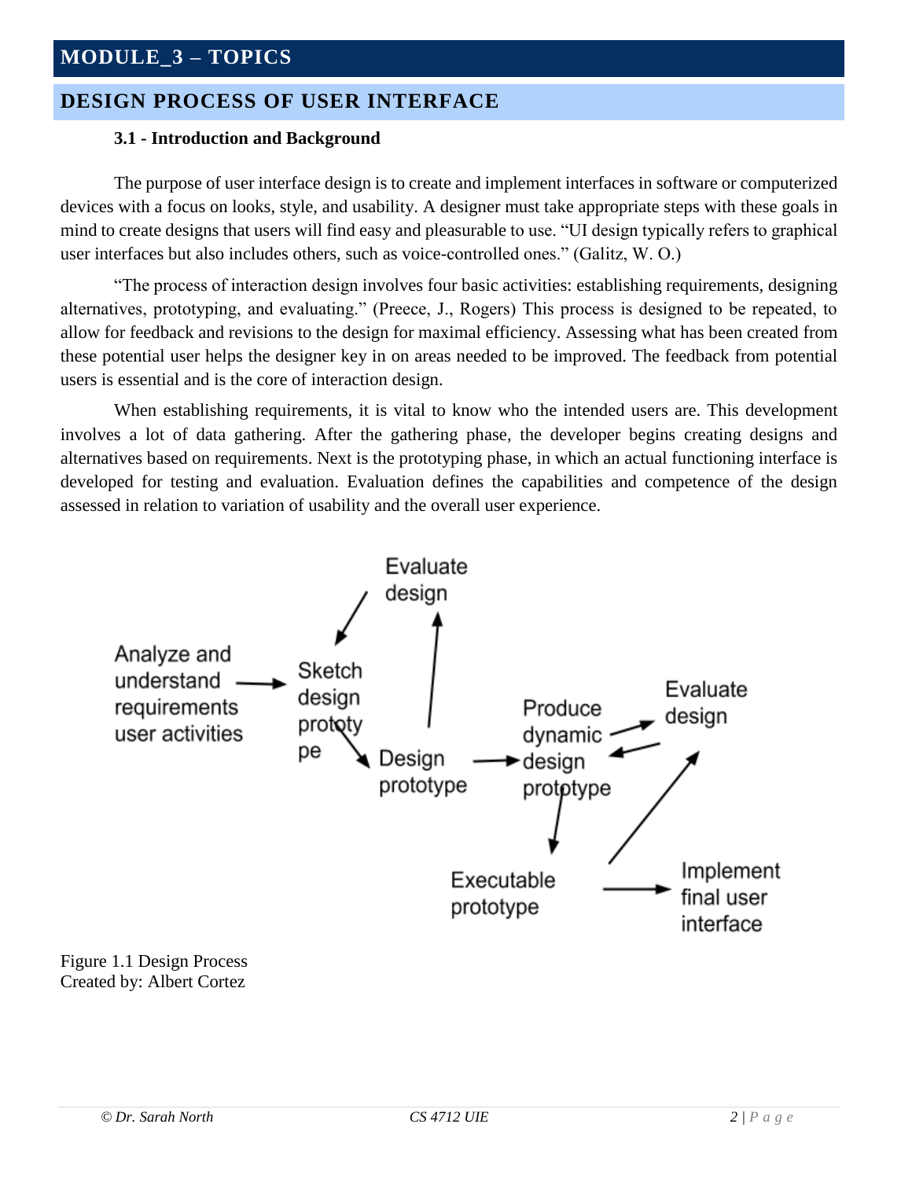# MODULE_3 – TOPICS

## DESIGN PROCESS OF USER INTERFACE

### 3.1 - Introduction and Background

The purpose of user interface design is to create and implement interfaces in software or computerized devices with a focus on looks, style, and usability. A designer must take appropriate steps with these goals in mind to create designs that users will find easy and pleasurable to use. "UI design typically refers to graphical user interfaces but also includes others, such as voice-controlled ones." (Galitz, W. O.)

"The process of interaction design involves four basic activities: establishing requirements, designing alternatives, prototyping, and evaluating." (Preece, J., Rogers) This process is designed to be repeated, to allow for feedback and revisions to the design for maximal efficiency. Assessing what has been created from these potential user helps the designer key in on areas needed to be improved. The feedback from potential users is essential and is the core of interaction design.

When establishing requirements, it is vital to know who the intended users are. This development involves a lot of data gathering. After the gathering phase, the developer begins creating designs and alternatives based on requirements. Next is the prototyping phase, in which an actual functioning interface is developed for testing and evaluation. Evaluation defines the capabilities and competence of the design assessed in relation to variation of usability and the overall user experience.

Figure 1.1 Design Process
Created by: Albert Cortez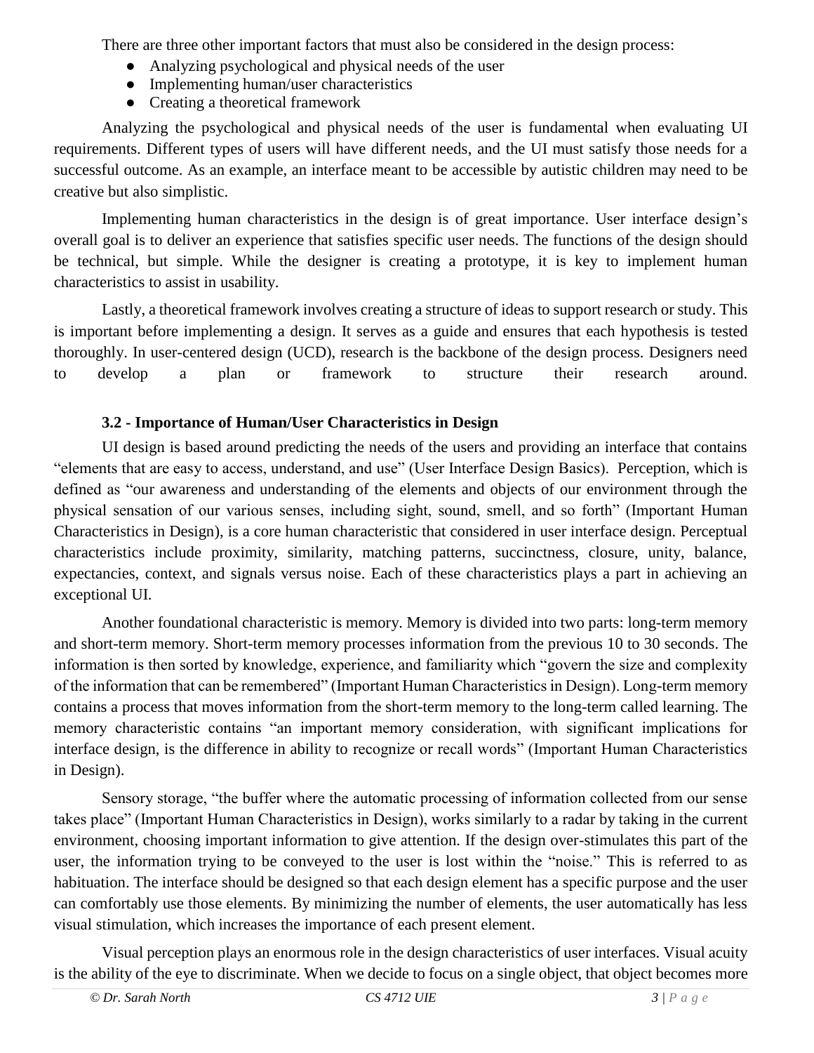There are three other important factors that must also be considered in the design process:

- Analyzing psychological and physical needs of the user
- Implementing human/user characteristics
- Creating a theoretical framework

Analyzing the psychological and physical needs of the user is fundamental when evaluating UI requirements. Different types of users will have different needs, and the UI must satisfy those needs for a successful outcome. As an example, an interface meant to be accessible by autistic children may need to be creative but also simplistic.

Implementing human characteristics in the design is of great importance. User interface design's overall goal is to deliver an experience that satisfies specific user needs. The functions of the design should be technical, but simple. While the designer is creating a prototype, it is key to implement human characteristics to assist in usability.

Lastly, a theoretical framework involves creating a structure of ideas to support research or study. This is important before implementing a design. It serves as a guide and ensures that each hypothesis is tested thoroughly. In user-centered design (UCD), research is the backbone of the design process. Designers need to develop a plan or framework to structure their research around.

### 3.2 - Importance of Human/User Characteristics in Design

UI design is based around predicting the needs of the users and providing an interface that contains "elements that are easy to access, understand, and use" (User Interface Design Basics). Perception, which is defined as "our awareness and understanding of the elements and objects of our environment through the physical sensation of our various senses, including sight, sound, smell, and so forth" (Important Human Characteristics in Design), is a core human characteristic that considered in user interface design. Perceptual characteristics include proximity, similarity, matching patterns, succinctness, closure, unity, balance, expectancies, context, and signals versus noise. Each of these characteristics plays a part in achieving an exceptional UI.

Another foundational characteristic is memory. Memory is divided into two parts: long-term memory and short-term memory. Short-term memory processes information from the previous 10 to 30 seconds. The information is then sorted by knowledge, experience, and familiarity which "govern the size and complexity of the information that can be remembered" (Important Human Characteristics in Design). Long-term memory contains a process that moves information from the short-term memory to the long-term called learning. The memory characteristic contains "an important memory consideration, with significant implications for interface design, is the difference in ability to recognize or recall words" (Important Human Characteristics in Design).

Sensory storage, "the buffer where the automatic processing of information collected from our sense takes place" (Important Human Characteristics in Design), works similarly to a radar by taking in the current environment, choosing important information to give attention. If the design over-stimulates this part of the user, the information trying to be conveyed to the user is lost within the "noise." This is referred to as habituation. The interface should be designed so that each design element has a specific purpose and the user can comfortably use those elements. By minimizing the number of elements, the user automatically has less visual stimulation, which increases the importance of each present element.

Visual perception plays an enormous role in the design characteristics of user interfaces. Visual acuity is the ability of the eye to discriminate. When we decide to focus on a single object, that object becomes more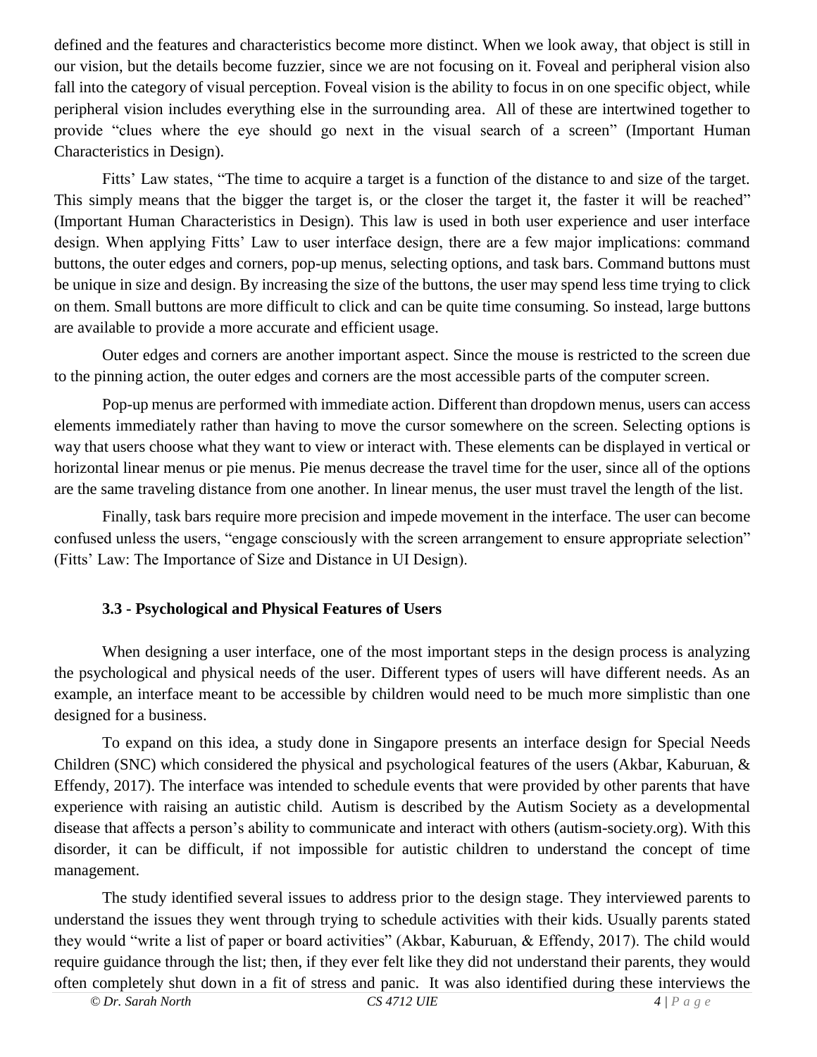defined and the features and characteristics become more distinct. When we look away, that object is still in our vision, but the details become fuzzier, since we are not focusing on it. Foveal and peripheral vision also fall into the category of visual perception. Foveal vision is the ability to focus in on one specific object, while peripheral vision includes everything else in the surrounding area. All of these are intertwined together to provide "clues where the eye should go next in the visual search of a screen" (Important Human Characteristics in Design).

Fitts' Law states, "The time to acquire a target is a function of the distance to and size of the target. This simply means that the bigger the target is, or the closer the target it, the faster it will be reached" (Important Human Characteristics in Design). This law is used in both user experience and user interface design. When applying Fitts' Law to user interface design, there are a few major implications: command buttons, the outer edges and corners, pop-up menus, selecting options, and task bars. Command buttons must be unique in size and design. By increasing the size of the buttons, the user may spend less time trying to click on them. Small buttons are more difficult to click and can be quite time consuming. So instead, large buttons are available to provide a more accurate and efficient usage.

Outer edges and corners are another important aspect. Since the mouse is restricted to the screen due to the pinning action, the outer edges and corners are the most accessible parts of the computer screen.

Pop-up menus are performed with immediate action. Different than dropdown menus, users can access elements immediately rather than having to move the cursor somewhere on the screen. Selecting options is way that users choose what they want to view or interact with. These elements can be displayed in vertical or horizontal linear menus or pie menus. Pie menus decrease the travel time for the user, since all of the options are the same traveling distance from one another. In linear menus, the user must travel the length of the list.

Finally, task bars require more precision and impede movement in the interface. The user can become confused unless the users, "engage consciously with the screen arrangement to ensure appropriate selection" (Fitts' Law: The Importance of Size and Distance in UI Design).

### 3.3 - Psychological and Physical Features of Users

When designing a user interface, one of the most important steps in the design process is analyzing the psychological and physical needs of the user. Different types of users will have different needs. As an example, an interface meant to be accessible by children would need to be much more simplistic than one designed for a business.

To expand on this idea, a study done in Singapore presents an interface design for Special Needs Children (SNC) which considered the physical and psychological features of the users (Akbar, Kaburuan, & Effendy, 2017). The interface was intended to schedule events that were provided by other parents that have experience with raising an autistic child. Autism is described by the Autism Society as a developmental disease that affects a person's ability to communicate and interact with others (autism-society.org). With this disorder, it can be difficult, if not impossible for autistic children to understand the concept of time management.

The study identified several issues to address prior to the design stage. They interviewed parents to understand the issues they went through trying to schedule activities with their kids. Usually parents stated they would "write a list of paper or board activities" (Akbar, Kaburuan, & Effendy, 2017). The child would require guidance through the list; then, if they ever felt like they did not understand their parents, they would often completely shut down in a fit of stress and panic. It was also identified during these interviews the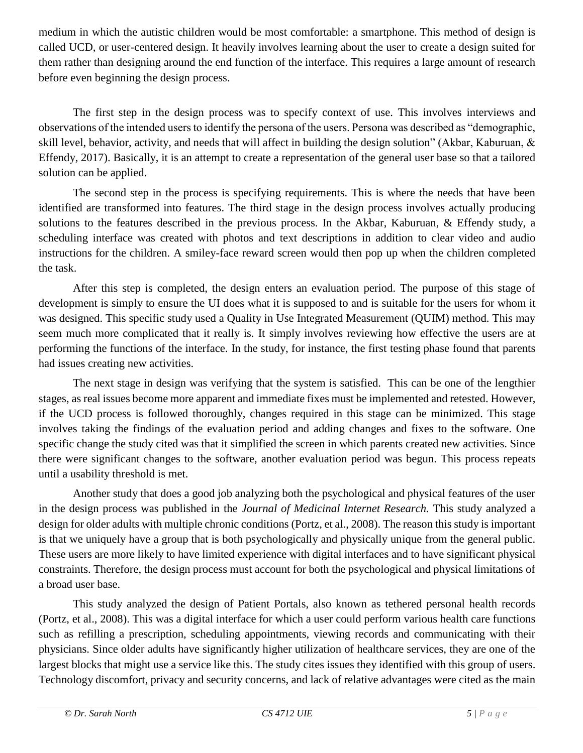medium in which the autistic children would be most comfortable: a smartphone. This method of design is called UCD, or user-centered design. It heavily involves learning about the user to create a design suited for them rather than designing around the end function of the interface. This requires a large amount of research before even beginning the design process.

The first step in the design process was to specify context of use. This involves interviews and observations of the intended users to identify the persona of the users. Persona was described as "demographic, skill level, behavior, activity, and needs that will affect in building the design solution" (Akbar, Kaburuan, & Effendy, 2017). Basically, it is an attempt to create a representation of the general user base so that a tailored solution can be applied.

The second step in the process is specifying requirements. This is where the needs that have been identified are transformed into features. The third stage in the design process involves actually producing solutions to the features described in the previous process. In the Akbar, Kaburuan, & Effendy study, a scheduling interface was created with photos and text descriptions in addition to clear video and audio instructions for the children. A smiley-face reward screen would then pop up when the children completed the task.

After this step is completed, the design enters an evaluation period. The purpose of this stage of development is simply to ensure the UI does what it is supposed to and is suitable for the users for whom it was designed. This specific study used a Quality in Use Integrated Measurement (QUIM) method. This may seem much more complicated that it really is. It simply involves reviewing how effective the users are at performing the functions of the interface. In the study, for instance, the first testing phase found that parents had issues creating new activities.

The next stage in design was verifying that the system is satisfied. This can be one of the lengthier stages, as real issues become more apparent and immediate fixes must be implemented and retested. However, if the UCD process is followed thoroughly, changes required in this stage can be minimized. This stage involves taking the findings of the evaluation period and adding changes and fixes to the software. One specific change the study cited was that it simplified the screen in which parents created new activities. Since there were significant changes to the software, another evaluation period was begun. This process repeats until a usability threshold is met.

Another study that does a good job analyzing both the psychological and physical features of the user in the design process was published in the *Journal of Medicinal Internet Research.* This study analyzed a design for older adults with multiple chronic conditions (Portz, et al., 2008). The reason this study is important is that we uniquely have a group that is both psychologically and physically unique from the general public. These users are more likely to have limited experience with digital interfaces and to have significant physical constraints. Therefore, the design process must account for both the psychological and physical limitations of a broad user base.

This study analyzed the design of Patient Portals, also known as tethered personal health records (Portz, et al., 2008). This was a digital interface for which a user could perform various health care functions such as refilling a prescription, scheduling appointments, viewing records and communicating with their physicians. Since older adults have significantly higher utilization of healthcare services, they are one of the largest blocks that might use a service like this. The study cites issues they identified with this group of users. Technology discomfort, privacy and security concerns, and lack of relative advantages were cited as the main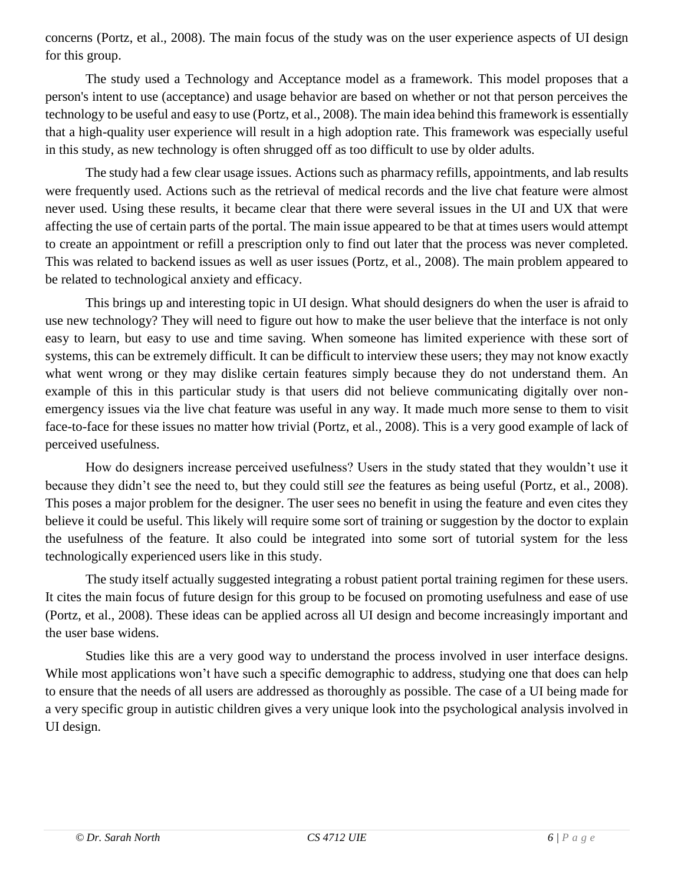concerns (Portz, et al., 2008). The main focus of the study was on the user experience aspects of UI design for this group.

The study used a Technology and Acceptance model as a framework. This model proposes that a person's intent to use (acceptance) and usage behavior are based on whether or not that person perceives the technology to be useful and easy to use (Portz, et al., 2008). The main idea behind this framework is essentially that a high-quality user experience will result in a high adoption rate. This framework was especially useful in this study, as new technology is often shrugged off as too difficult to use by older adults.

The study had a few clear usage issues. Actions such as pharmacy refills, appointments, and lab results were frequently used. Actions such as the retrieval of medical records and the live chat feature were almost never used. Using these results, it became clear that there were several issues in the UI and UX that were affecting the use of certain parts of the portal. The main issue appeared to be that at times users would attempt to create an appointment or refill a prescription only to find out later that the process was never completed. This was related to backend issues as well as user issues (Portz, et al., 2008). The main problem appeared to be related to technological anxiety and efficacy.

This brings up and interesting topic in UI design. What should designers do when the user is afraid to use new technology? They will need to figure out how to make the user believe that the interface is not only easy to learn, but easy to use and time saving. When someone has limited experience with these sort of systems, this can be extremely difficult. It can be difficult to interview these users; they may not know exactly what went wrong or they may dislike certain features simply because they do not understand them. An example of this in this particular study is that users did not believe communicating digitally over non-emergency issues via the live chat feature was useful in any way. It made much more sense to them to visit face-to-face for these issues no matter how trivial (Portz, et al., 2008). This is a very good example of lack of perceived usefulness.

How do designers increase perceived usefulness? Users in the study stated that they wouldn't use it because they didn't see the need to, but they could still *see* the features as being useful (Portz, et al., 2008). This poses a major problem for the designer. The user sees no benefit in using the feature and even cites they believe it could be useful. This likely will require some sort of training or suggestion by the doctor to explain the usefulness of the feature. It also could be integrated into some sort of tutorial system for the less technologically experienced users like in this study.

The study itself actually suggested integrating a robust patient portal training regimen for these users. It cites the main focus of future design for this group to be focused on promoting usefulness and ease of use (Portz, et al., 2008). These ideas can be applied across all UI design and become increasingly important and the user base widens.

Studies like this are a very good way to understand the process involved in user interface designs. While most applications won't have such a specific demographic to address, studying one that does can help to ensure that the needs of all users are addressed as thoroughly as possible. The case of a UI being made for a very specific group in autistic children gives a very unique look into the psychological analysis involved in UI design.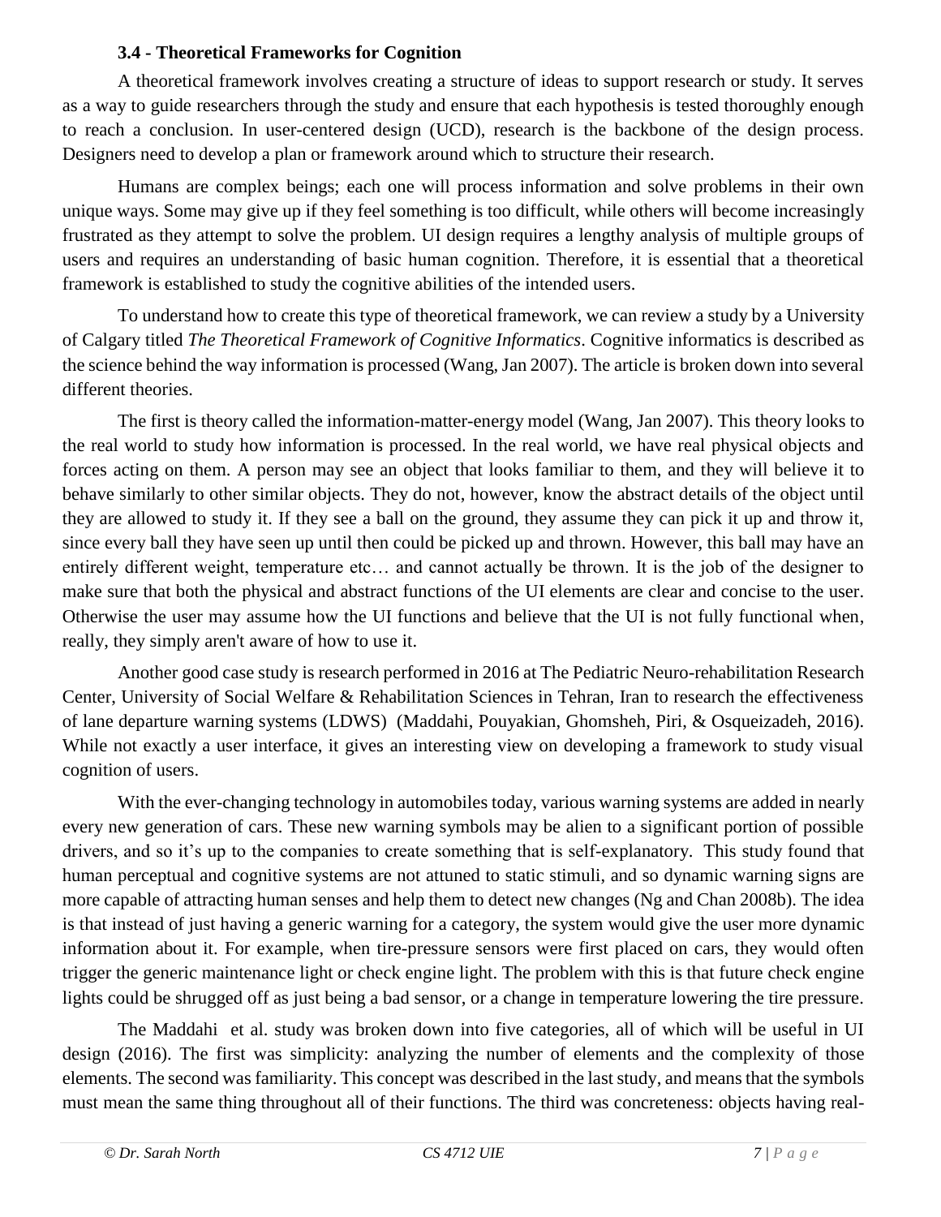### 3.4 - Theoretical Frameworks for Cognition

A theoretical framework involves creating a structure of ideas to support research or study. It serves as a way to guide researchers through the study and ensure that each hypothesis is tested thoroughly enough to reach a conclusion. In user-centered design (UCD), research is the backbone of the design process. Designers need to develop a plan or framework around which to structure their research.

Humans are complex beings; each one will process information and solve problems in their own unique ways. Some may give up if they feel something is too difficult, while others will become increasingly frustrated as they attempt to solve the problem. UI design requires a lengthy analysis of multiple groups of users and requires an understanding of basic human cognition. Therefore, it is essential that a theoretical framework is established to study the cognitive abilities of the intended users.

To understand how to create this type of theoretical framework, we can review a study by a University of Calgary titled *The Theoretical Framework of Cognitive Informatics*. Cognitive informatics is described as the science behind the way information is processed (Wang, Jan 2007). The article is broken down into several different theories.

The first is theory called the information-matter-energy model (Wang, Jan 2007). This theory looks to the real world to study how information is processed. In the real world, we have real physical objects and forces acting on them. A person may see an object that looks familiar to them, and they will believe it to behave similarly to other similar objects. They do not, however, know the abstract details of the object until they are allowed to study it. If they see a ball on the ground, they assume they can pick it up and throw it, since every ball they have seen up until then could be picked up and thrown. However, this ball may have an entirely different weight, temperature etc… and cannot actually be thrown. It is the job of the designer to make sure that both the physical and abstract functions of the UI elements are clear and concise to the user. Otherwise the user may assume how the UI functions and believe that the UI is not fully functional when, really, they simply aren't aware of how to use it.

Another good case study is research performed in 2016 at The Pediatric Neuro-rehabilitation Research Center, University of Social Welfare & Rehabilitation Sciences in Tehran, Iran to research the effectiveness of lane departure warning systems (LDWS) (Maddahi, Pouyakian, Ghomsheh, Piri, & Osqueizadeh, 2016). While not exactly a user interface, it gives an interesting view on developing a framework to study visual cognition of users.

With the ever-changing technology in automobiles today, various warning systems are added in nearly every new generation of cars. These new warning symbols may be alien to a significant portion of possible drivers, and so it's up to the companies to create something that is self-explanatory. This study found that human perceptual and cognitive systems are not attuned to static stimuli, and so dynamic warning signs are more capable of attracting human senses and help them to detect new changes (Ng and Chan 2008b). The idea is that instead of just having a generic warning for a category, the system would give the user more dynamic information about it. For example, when tire-pressure sensors were first placed on cars, they would often trigger the generic maintenance light or check engine light. The problem with this is that future check engine lights could be shrugged off as just being a bad sensor, or a change in temperature lowering the tire pressure.

The Maddahi et al. study was broken down into five categories, all of which will be useful in UI design (2016). The first was simplicity: analyzing the number of elements and the complexity of those elements. The second was familiarity. This concept was described in the last study, and means that the symbols must mean the same thing throughout all of their functions. The third was concreteness: objects having real-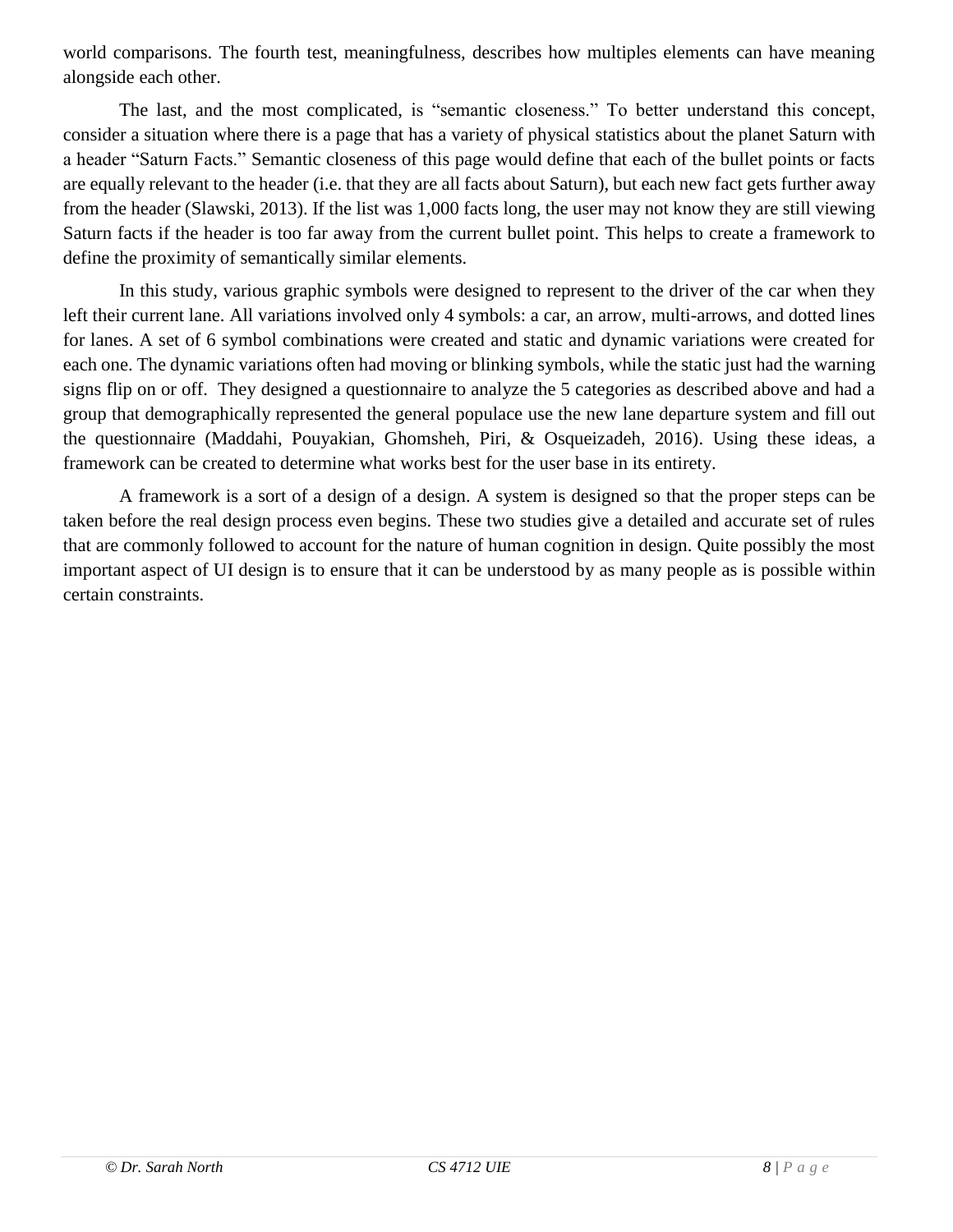world comparisons. The fourth test, meaningfulness, describes how multiples elements can have meaning alongside each other.

The last, and the most complicated, is "semantic closeness." To better understand this concept, consider a situation where there is a page that has a variety of physical statistics about the planet Saturn with a header "Saturn Facts." Semantic closeness of this page would define that each of the bullet points or facts are equally relevant to the header (i.e. that they are all facts about Saturn), but each new fact gets further away from the header (Slawski, 2013). If the list was 1,000 facts long, the user may not know they are still viewing Saturn facts if the header is too far away from the current bullet point. This helps to create a framework to define the proximity of semantically similar elements.

In this study, various graphic symbols were designed to represent to the driver of the car when they left their current lane. All variations involved only 4 symbols: a car, an arrow, multi-arrows, and dotted lines for lanes. A set of 6 symbol combinations were created and static and dynamic variations were created for each one. The dynamic variations often had moving or blinking symbols, while the static just had the warning signs flip on or off. They designed a questionnaire to analyze the 5 categories as described above and had a group that demographically represented the general populace use the new lane departure system and fill out the questionnaire (Maddahi, Pouyakian, Ghomsheh, Piri, & Osqueizadeh, 2016). Using these ideas, a framework can be created to determine what works best for the user base in its entirety.

A framework is a sort of a design of a design. A system is designed so that the proper steps can be taken before the real design process even begins. These two studies give a detailed and accurate set of rules that are commonly followed to account for the nature of human cognition in design. Quite possibly the most important aspect of UI design is to ensure that it can be understood by as many people as is possible within certain constraints.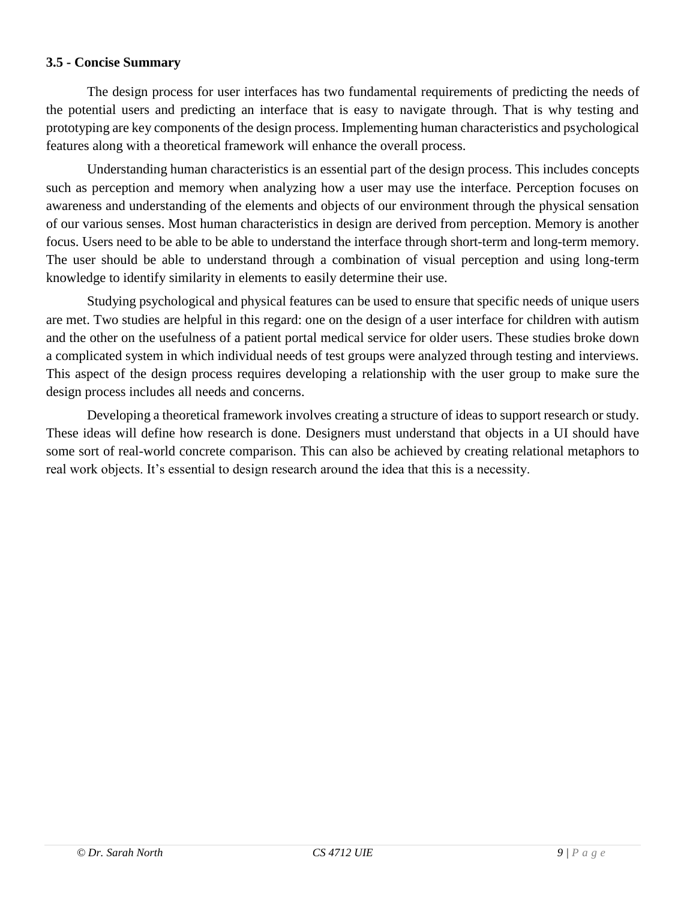**3.5 - Concise Summary**

The design process for user interfaces has two fundamental requirements of predicting the needs of the potential users and predicting an interface that is easy to navigate through. That is why testing and prototyping are key components of the design process. Implementing human characteristics and psychological features along with a theoretical framework will enhance the overall process.

Understanding human characteristics is an essential part of the design process. This includes concepts such as perception and memory when analyzing how a user may use the interface. Perception focuses on awareness and understanding of the elements and objects of our environment through the physical sensation of our various senses. Most human characteristics in design are derived from perception. Memory is another focus. Users need to be able to be able to understand the interface through short-term and long-term memory. The user should be able to understand through a combination of visual perception and using long-term knowledge to identify similarity in elements to easily determine their use.

Studying psychological and physical features can be used to ensure that specific needs of unique users are met. Two studies are helpful in this regard: one on the design of a user interface for children with autism and the other on the usefulness of a patient portal medical service for older users. These studies broke down a complicated system in which individual needs of test groups were analyzed through testing and interviews. This aspect of the design process requires developing a relationship with the user group to make sure the design process includes all needs and concerns.

Developing a theoretical framework involves creating a structure of ideas to support research or study. These ideas will define how research is done. Designers must understand that objects in a UI should have some sort of real-world concrete comparison. This can also be achieved by creating relational metaphors to real work objects. It's essential to design research around the idea that this is a necessity.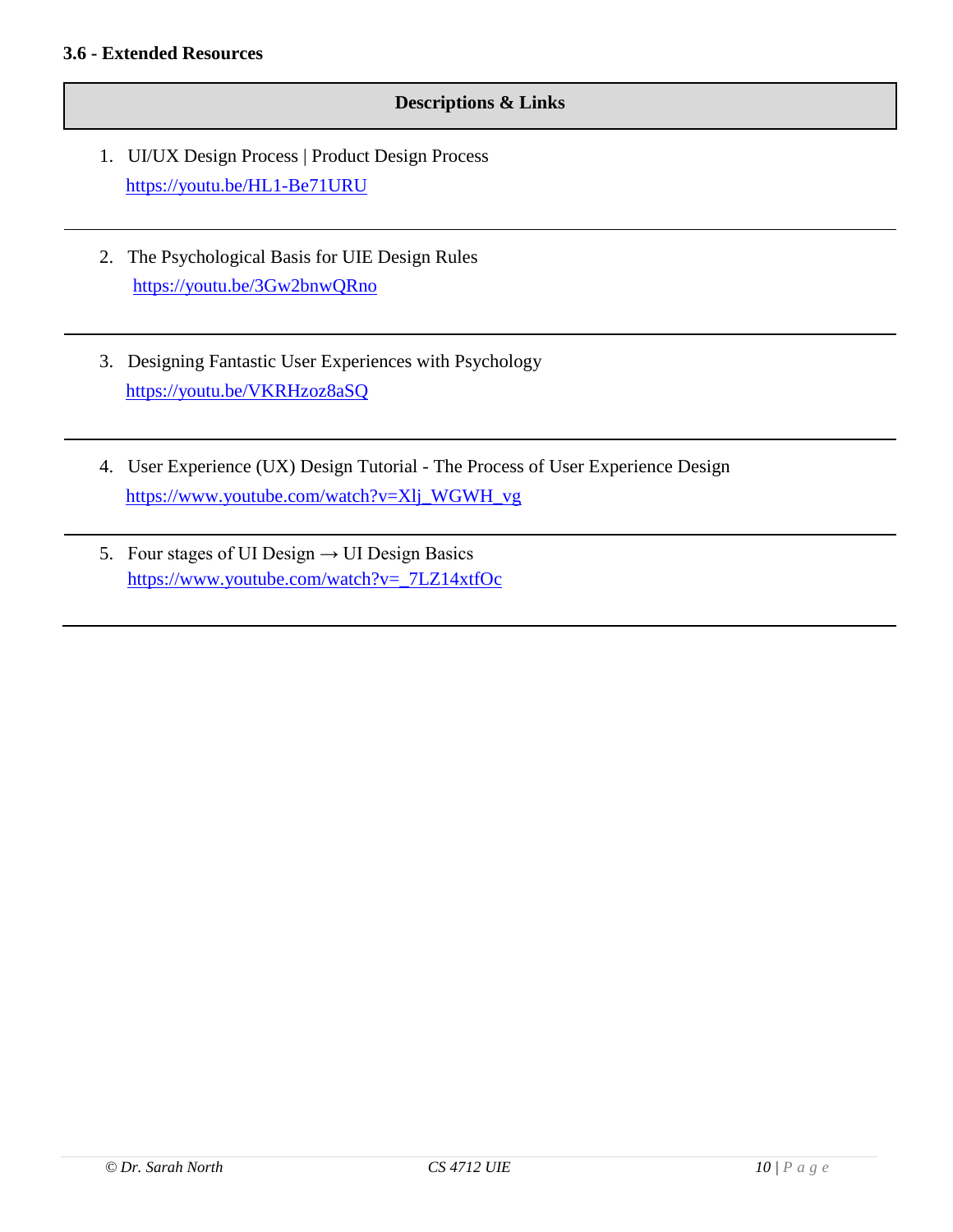### 3.6 - Extended Resources

| Descriptions & Links |
|---|
| 1. UI/UX Design Process \| Product Design Process<br>https://youtu.be/HL1-Be71URU |
| 2. The Psychological Basis for UIE Design Rules<br>https://youtu.be/3Gw2bnwQRno |
| 3. Designing Fantastic User Experiences with Psychology<br>https://youtu.be/VKRHzoz8aSQ |
| 4. User Experience (UX) Design Tutorial - The Process of User Experience Design<br>https://www.youtube.com/watch?v=Xlj_WGWH_vg |
| 5. Four stages of UI Design → UI Design Basics<br>https://www.youtube.com/watch?v=_7LZ14xtfOc |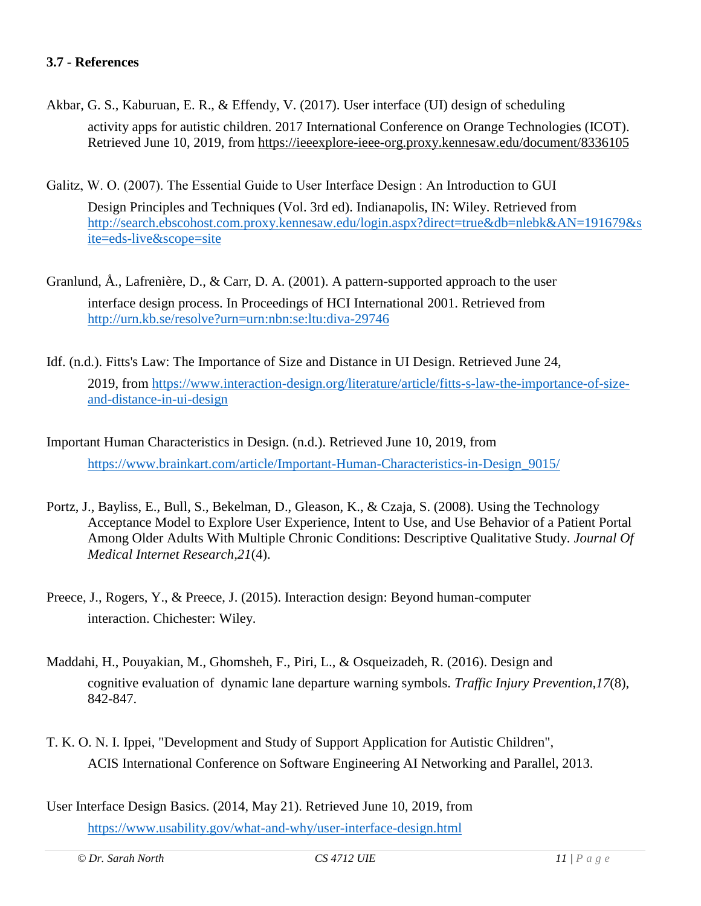### 3.7 - References

Akbar, G. S., Kaburuan, E. R., & Effendy, V. (2017). User interface (UI) design of scheduling activity apps for autistic children. 2017 International Conference on Orange Technologies (ICOT). Retrieved June 10, 2019, from https://ieeexplore-ieee-org.proxy.kennesaw.edu/document/8336105

Galitz, W. O. (2007). The Essential Guide to User Interface Design : An Introduction to GUI Design Principles and Techniques (Vol. 3rd ed). Indianapolis, IN: Wiley. Retrieved from http://search.ebscohost.com.proxy.kennesaw.edu/login.aspx?direct=true&db=nlebk&AN=191679&site=eds-live&scope=site

Granlund, Å., Lafrenière, D., & Carr, D. A. (2001). A pattern-supported approach to the user interface design process. In Proceedings of HCI International 2001. Retrieved from http://urn.kb.se/resolve?urn=urn:nbn:se:ltu:diva-29746

Idf. (n.d.). Fitts's Law: The Importance of Size and Distance in UI Design. Retrieved June 24, 2019, from https://www.interaction-design.org/literature/article/fitts-s-law-the-importance-of-size-and-distance-in-ui-design

Important Human Characteristics in Design. (n.d.). Retrieved June 10, 2019, from https://www.brainkart.com/article/Important-Human-Characteristics-in-Design_9015/

Portz, J., Bayliss, E., Bull, S., Bekelman, D., Gleason, K., & Czaja, S. (2008). Using the Technology Acceptance Model to Explore User Experience, Intent to Use, and Use Behavior of a Patient Portal Among Older Adults With Multiple Chronic Conditions: Descriptive Qualitative Study. *Journal Of Medical Internet Research*,*21*(4).

Preece, J., Rogers, Y., & Preece, J. (2015). Interaction design: Beyond human-computer interaction. Chichester: Wiley.

Maddahi, H., Pouyakian, M., Ghomsheh, F., Piri, L., & Osqueizadeh, R. (2016). Design and cognitive evaluation of dynamic lane departure warning symbols. *Traffic Injury Prevention*,*17*(8), 842-847.

T. K. O. N. I. Ippei, "Development and Study of Support Application for Autistic Children", ACIS International Conference on Software Engineering AI Networking and Parallel, 2013.

User Interface Design Basics. (2014, May 21). Retrieved June 10, 2019, from https://www.usability.gov/what-and-why/user-interface-design.html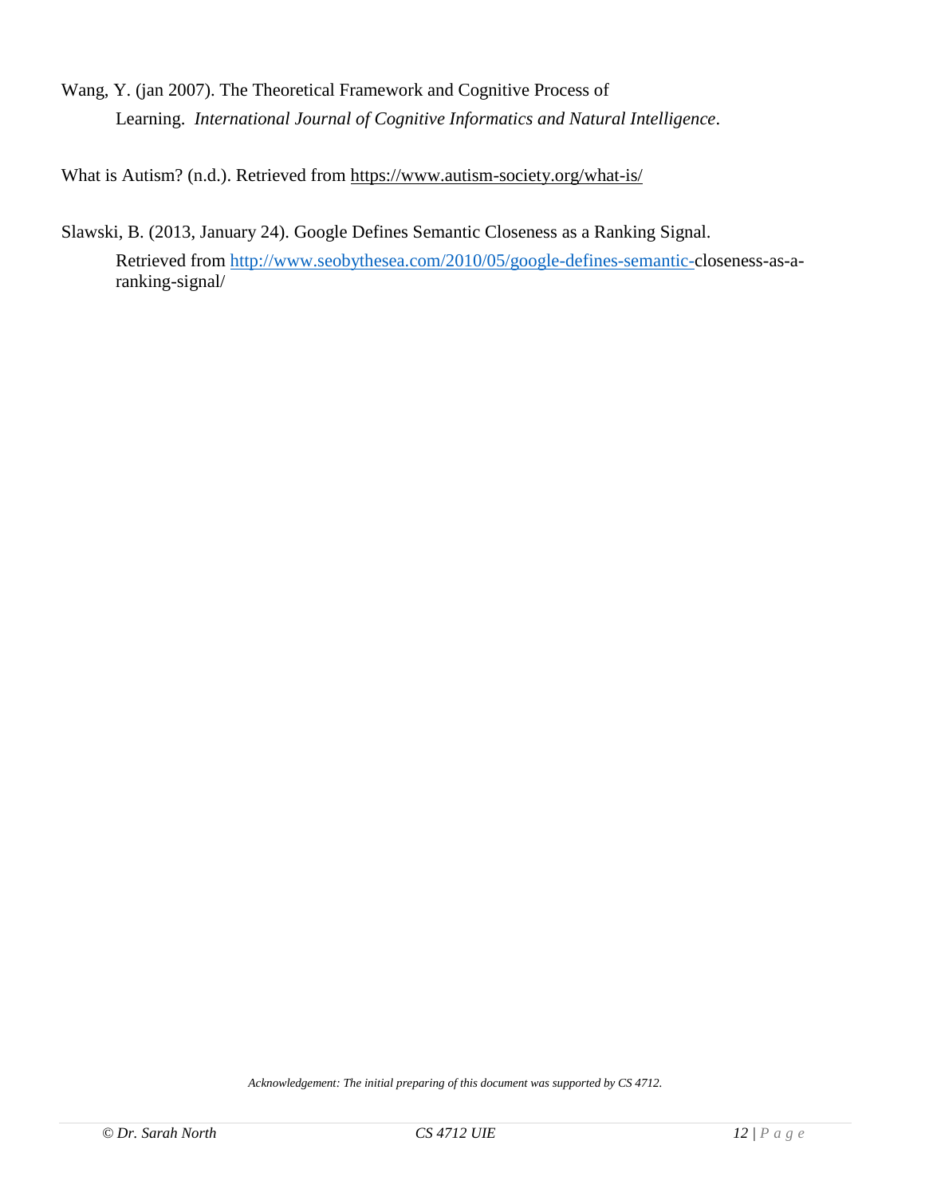Wang, Y. (jan 2007). The Theoretical Framework and Cognitive Process of Learning. *International Journal of Cognitive Informatics and Natural Intelligence*.

What is Autism? (n.d.). Retrieved from https://www.autism-society.org/what-is/

Slawski, B. (2013, January 24). Google Defines Semantic Closeness as a Ranking Signal. Retrieved from http://www.seobythesea.com/2010/05/google-defines-semantic-closeness-as-a-ranking-signal/

*Acknowledgement: The initial preparing of this document was supported by CS 4712.*